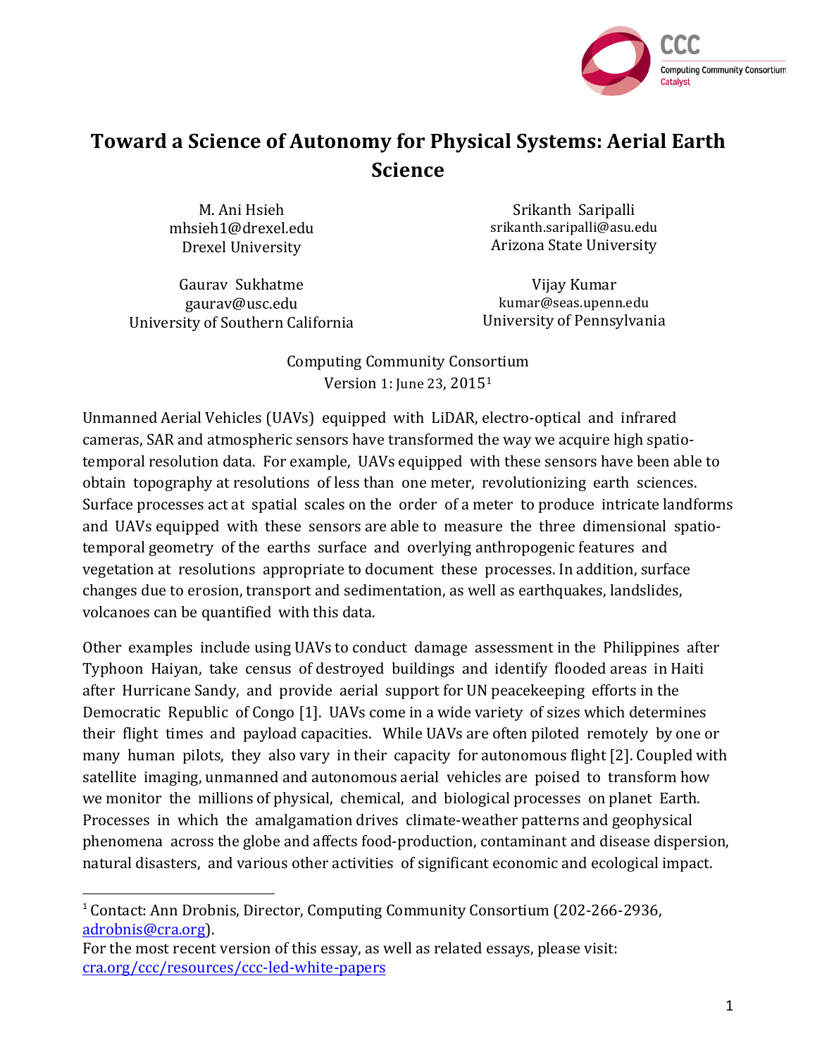# Toward a Science of Autonomy for Physical Systems: Aerial Earth Science

M. Ani Hsieh
mhsieh1@drexel.edu
Drexel University

Srikanth Saripalli
srikanth.saripalli@asu.edu
Arizona State University

Gaurav Sukhatme
gaurav@usc.edu
University of Southern California

Vijay Kumar
kumar@seas.upenn.edu
University of Pennsylvania

Computing Community Consortium
Version 1: June 23, 2015[1]

Unmanned Aerial Vehicles (UAVs) equipped with LiDAR, electro-optical and infrared cameras, SAR and atmospheric sensors have transformed the way we acquire high spatio-temporal resolution data. For example, UAVs equipped with these sensors have been able to obtain topography at resolutions of less than one meter, revolutionizing earth sciences. Surface processes act at spatial scales on the order of a meter to produce intricate landforms and UAVs equipped with these sensors are able to measure the three dimensional spatio-temporal geometry of the earths surface and overlying anthropogenic features and vegetation at resolutions appropriate to document these processes. In addition, surface changes due to erosion, transport and sedimentation, as well as earthquakes, landslides, volcanoes can be quantified with this data.

Other examples include using UAVs to conduct damage assessment in the Philippines after Typhoon Haiyan, take census of destroyed buildings and identify flooded areas in Haiti after Hurricane Sandy, and provide aerial support for UN peacekeeping efforts in the Democratic Republic of Congo [1]. UAVs come in a wide variety of sizes which determines their flight times and payload capacities. While UAVs are often piloted remotely by one or many human pilots, they also vary in their capacity for autonomous flight [2]. Coupled with satellite imaging, unmanned and autonomous aerial vehicles are poised to transform how we monitor the millions of physical, chemical, and biological processes on planet Earth. Processes in which the amalgamation drives climate-weather patterns and geophysical phenomena across the globe and affects food-production, contaminant and disease dispersion, natural disasters, and various other activities of significant economic and ecological impact.

---

[1] Contact: Ann Drobnis, Director, Computing Community Consortium (202-266-2936, adrobnis@cra.org).
For the most recent version of this essay, as well as related essays, please visit: cra.org/ccc/resources/ccc-led-white-papers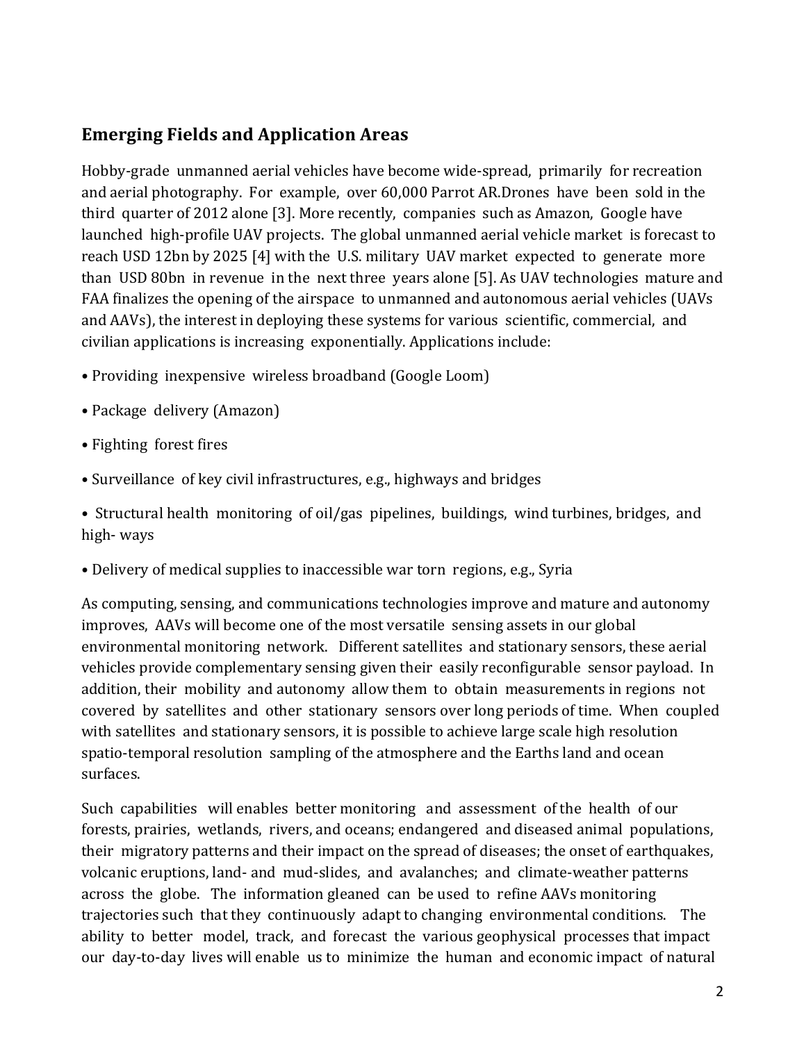## Emerging Fields and Application Areas

Hobby-grade unmanned aerial vehicles have become wide-spread, primarily for recreation and aerial photography. For example, over 60,000 Parrot AR.Drones have been sold in the third quarter of 2012 alone [3]. More recently, companies such as Amazon, Google have launched high-profile UAV projects. The global unmanned aerial vehicle market is forecast to reach USD 12bn by 2025 [4] with the U.S. military UAV market expected to generate more than USD 80bn in revenue in the next three years alone [5]. As UAV technologies mature and FAA finalizes the opening of the airspace to unmanned and autonomous aerial vehicles (UAVs and AAVs), the interest in deploying these systems for various scientific, commercial, and civilian applications is increasing exponentially. Applications include:

- Providing inexpensive wireless broadband (Google Loom)
- Package delivery (Amazon)
- Fighting forest fires
- Surveillance of key civil infrastructures, e.g., highways and bridges
- Structural health monitoring of oil/gas pipelines, buildings, wind turbines, bridges, and high- ways
- Delivery of medical supplies to inaccessible war torn regions, e.g., Syria

As computing, sensing, and communications technologies improve and mature and autonomy improves, AAVs will become one of the most versatile sensing assets in our global environmental monitoring network. Different satellites and stationary sensors, these aerial vehicles provide complementary sensing given their easily reconfigurable sensor payload. In addition, their mobility and autonomy allow them to obtain measurements in regions not covered by satellites and other stationary sensors over long periods of time. When coupled with satellites and stationary sensors, it is possible to achieve large scale high resolution spatio-temporal resolution sampling of the atmosphere and the Earths land and ocean surfaces.

Such capabilities will enables better monitoring and assessment of the health of our forests, prairies, wetlands, rivers, and oceans; endangered and diseased animal populations, their migratory patterns and their impact on the spread of diseases; the onset of earthquakes, volcanic eruptions, land- and mud-slides, and avalanches; and climate-weather patterns across the globe. The information gleaned can be used to refine AAVs monitoring trajectories such that they continuously adapt to changing environmental conditions. The ability to better model, track, and forecast the various geophysical processes that impact our day-to-day lives will enable us to minimize the human and economic impact of natural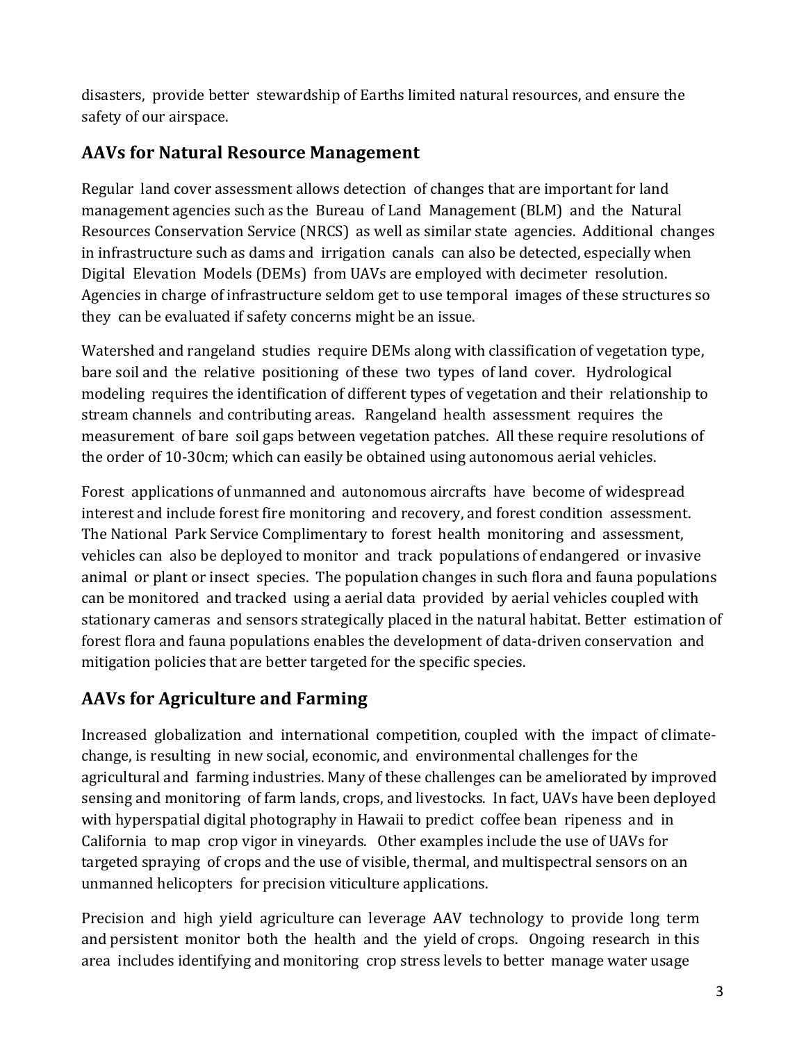disasters, provide better stewardship of Earths limited natural resources, and ensure the safety of our airspace.

## AAVs for Natural Resource Management

Regular land cover assessment allows detection of changes that are important for land management agencies such as the Bureau of Land Management (BLM) and the Natural Resources Conservation Service (NRCS) as well as similar state agencies. Additional changes in infrastructure such as dams and irrigation canals can also be detected, especially when Digital Elevation Models (DEMs) from UAVs are employed with decimeter resolution. Agencies in charge of infrastructure seldom get to use temporal images of these structures so they can be evaluated if safety concerns might be an issue.

Watershed and rangeland studies require DEMs along with classification of vegetation type, bare soil and the relative positioning of these two types of land cover. Hydrological modeling requires the identification of different types of vegetation and their relationship to stream channels and contributing areas. Rangeland health assessment requires the measurement of bare soil gaps between vegetation patches. All these require resolutions of the order of 10-30cm; which can easily be obtained using autonomous aerial vehicles.

Forest applications of unmanned and autonomous aircrafts have become of widespread interest and include forest fire monitoring and recovery, and forest condition assessment. The National Park Service Complimentary to forest health monitoring and assessment, vehicles can also be deployed to monitor and track populations of endangered or invasive animal or plant or insect species. The population changes in such flora and fauna populations can be monitored and tracked using a aerial data provided by aerial vehicles coupled with stationary cameras and sensors strategically placed in the natural habitat. Better estimation of forest flora and fauna populations enables the development of data-driven conservation and mitigation policies that are better targeted for the specific species.

## AAVs for Agriculture and Farming

Increased globalization and international competition, coupled with the impact of climate-change, is resulting in new social, economic, and environmental challenges for the agricultural and farming industries. Many of these challenges can be ameliorated by improved sensing and monitoring of farm lands, crops, and livestocks. In fact, UAVs have been deployed with hyperspatial digital photography in Hawaii to predict coffee bean ripeness and in California to map crop vigor in vineyards. Other examples include the use of UAVs for targeted spraying of crops and the use of visible, thermal, and multispectral sensors on an unmanned helicopters for precision viticulture applications.

Precision and high yield agriculture can leverage AAV technology to provide long term and persistent monitor both the health and the yield of crops. Ongoing research in this area includes identifying and monitoring crop stress levels to better manage water usage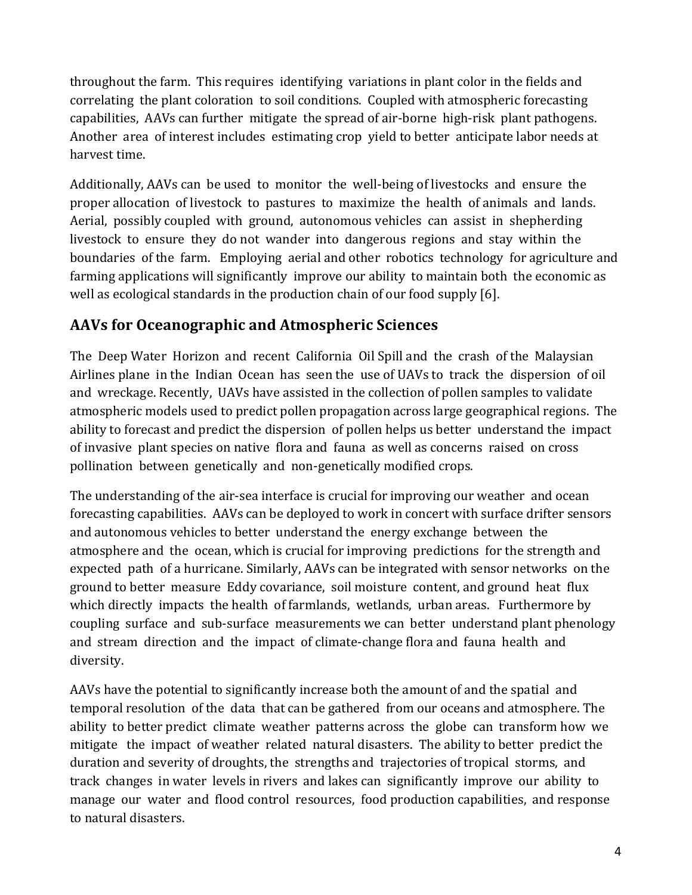throughout the farm. This requires identifying variations in plant color in the fields and correlating the plant coloration to soil conditions. Coupled with atmospheric forecasting capabilities, AAVs can further mitigate the spread of air-borne high-risk plant pathogens. Another area of interest includes estimating crop yield to better anticipate labor needs at harvest time.

Additionally, AAVs can be used to monitor the well-being of livestocks and ensure the proper allocation of livestock to pastures to maximize the health of animals and lands. Aerial, possibly coupled with ground, autonomous vehicles can assist in shepherding livestock to ensure they do not wander into dangerous regions and stay within the boundaries of the farm. Employing aerial and other robotics technology for agriculture and farming applications will significantly improve our ability to maintain both the economic as well as ecological standards in the production chain of our food supply [6].

## AAVs for Oceanographic and Atmospheric Sciences

The Deep Water Horizon and recent California Oil Spill and the crash of the Malaysian Airlines plane in the Indian Ocean has seen the use of UAVs to track the dispersion of oil and wreckage. Recently, UAVs have assisted in the collection of pollen samples to validate atmospheric models used to predict pollen propagation across large geographical regions. The ability to forecast and predict the dispersion of pollen helps us better understand the impact of invasive plant species on native flora and fauna as well as concerns raised on cross pollination between genetically and non-genetically modified crops.

The understanding of the air-sea interface is crucial for improving our weather and ocean forecasting capabilities. AAVs can be deployed to work in concert with surface drifter sensors and autonomous vehicles to better understand the energy exchange between the atmosphere and the ocean, which is crucial for improving predictions for the strength and expected path of a hurricane. Similarly, AAVs can be integrated with sensor networks on the ground to better measure Eddy covariance, soil moisture content, and ground heat flux which directly impacts the health of farmlands, wetlands, urban areas. Furthermore by coupling surface and sub-surface measurements we can better understand plant phenology and stream direction and the impact of climate-change flora and fauna health and diversity.

AAVs have the potential to significantly increase both the amount of and the spatial and temporal resolution of the data that can be gathered from our oceans and atmosphere. The ability to better predict climate weather patterns across the globe can transform how we mitigate the impact of weather related natural disasters. The ability to better predict the duration and severity of droughts, the strengths and trajectories of tropical storms, and track changes in water levels in rivers and lakes can significantly improve our ability to manage our water and flood control resources, food production capabilities, and response to natural disasters.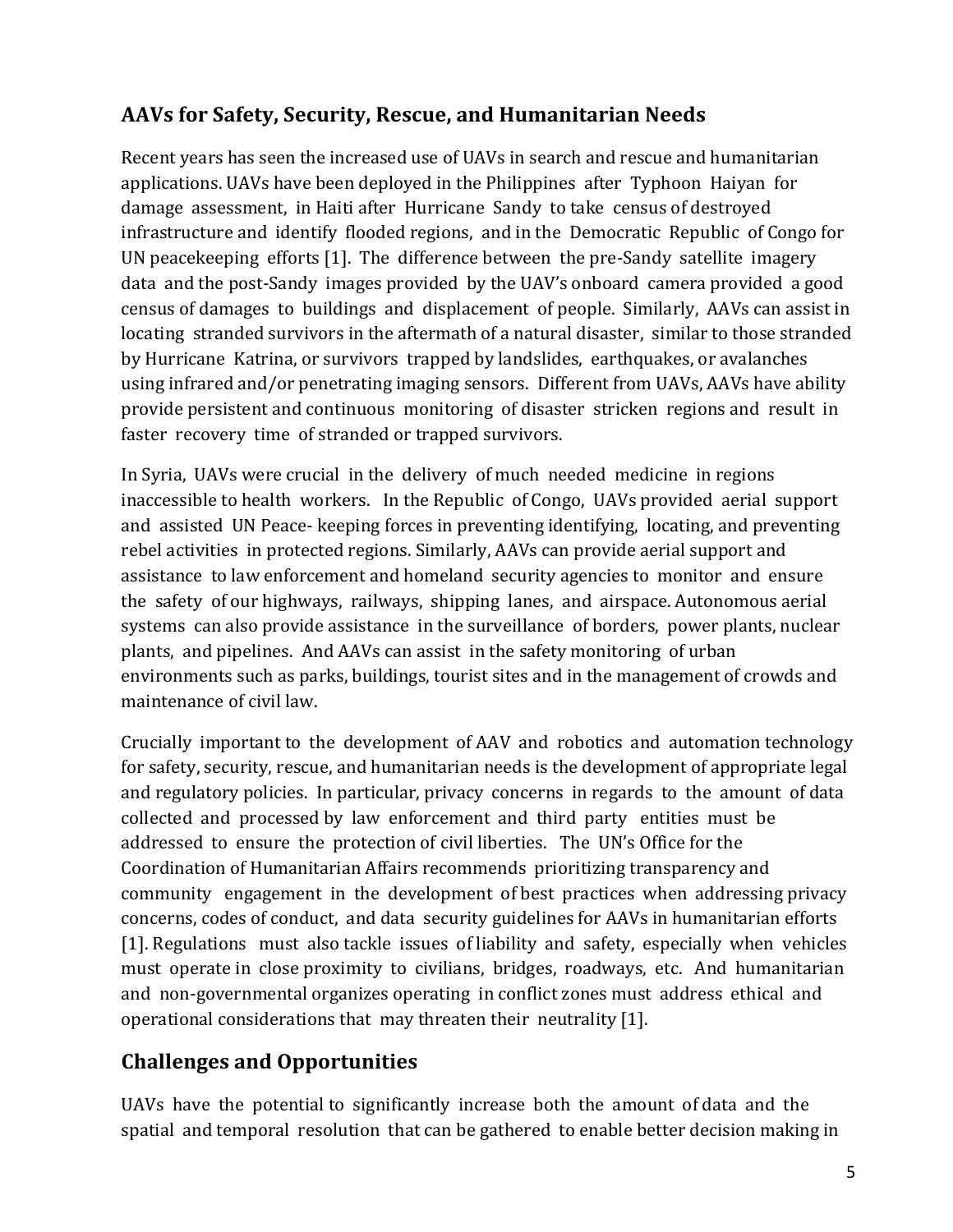## AAVs for Safety, Security, Rescue, and Humanitarian Needs

Recent years has seen the increased use of UAVs in search and rescue and humanitarian applications. UAVs have been deployed in the Philippines after Typhoon Haiyan for damage assessment, in Haiti after Hurricane Sandy to take census of destroyed infrastructure and identify flooded regions, and in the Democratic Republic of Congo for UN peacekeeping efforts [1]. The difference between the pre-Sandy satellite imagery data and the post-Sandy images provided by the UAV's onboard camera provided a good census of damages to buildings and displacement of people. Similarly, AAVs can assist in locating stranded survivors in the aftermath of a natural disaster, similar to those stranded by Hurricane Katrina, or survivors trapped by landslides, earthquakes, or avalanches using infrared and/or penetrating imaging sensors. Different from UAVs, AAVs have ability provide persistent and continuous monitoring of disaster stricken regions and result in faster recovery time of stranded or trapped survivors.

In Syria, UAVs were crucial in the delivery of much needed medicine in regions inaccessible to health workers. In the Republic of Congo, UAVs provided aerial support and assisted UN Peace- keeping forces in preventing identifying, locating, and preventing rebel activities in protected regions. Similarly, AAVs can provide aerial support and assistance to law enforcement and homeland security agencies to monitor and ensure the safety of our highways, railways, shipping lanes, and airspace. Autonomous aerial systems can also provide assistance in the surveillance of borders, power plants, nuclear plants, and pipelines. And AAVs can assist in the safety monitoring of urban environments such as parks, buildings, tourist sites and in the management of crowds and maintenance of civil law.

Crucially important to the development of AAV and robotics and automation technology for safety, security, rescue, and humanitarian needs is the development of appropriate legal and regulatory policies. In particular, privacy concerns in regards to the amount of data collected and processed by law enforcement and third party entities must be addressed to ensure the protection of civil liberties. The UN's Office for the Coordination of Humanitarian Affairs recommends prioritizing transparency and community engagement in the development of best practices when addressing privacy concerns, codes of conduct, and data security guidelines for AAVs in humanitarian efforts [1]. Regulations must also tackle issues of liability and safety, especially when vehicles must operate in close proximity to civilians, bridges, roadways, etc. And humanitarian and non-governmental organizes operating in conflict zones must address ethical and operational considerations that may threaten their neutrality [1].

## Challenges and Opportunities

UAVs have the potential to significantly increase both the amount of data and the spatial and temporal resolution that can be gathered to enable better decision making in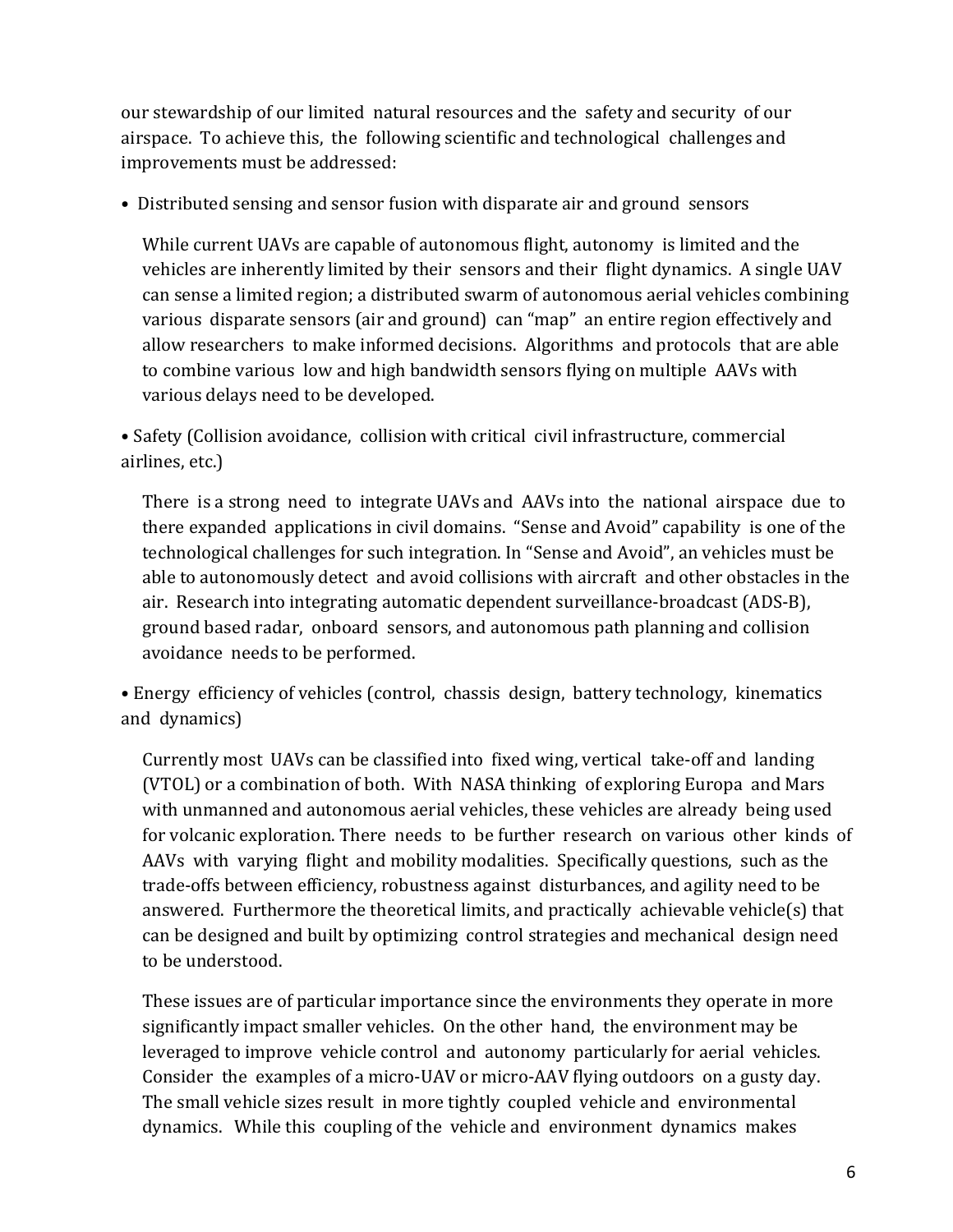our stewardship of our limited natural resources and the safety and security of our airspace. To achieve this, the following scientific and technological challenges and improvements must be addressed:

- Distributed sensing and sensor fusion with disparate air and ground sensors

  While current UAVs are capable of autonomous flight, autonomy is limited and the vehicles are inherently limited by their sensors and their flight dynamics. A single UAV can sense a limited region; a distributed swarm of autonomous aerial vehicles combining various disparate sensors (air and ground) can "map" an entire region effectively and allow researchers to make informed decisions. Algorithms and protocols that are able to combine various low and high bandwidth sensors flying on multiple AAVs with various delays need to be developed.

- Safety (Collision avoidance, collision with critical civil infrastructure, commercial airlines, etc.)

  There is a strong need to integrate UAVs and AAVs into the national airspace due to there expanded applications in civil domains. "Sense and Avoid" capability is one of the technological challenges for such integration. In "Sense and Avoid", an vehicles must be able to autonomously detect and avoid collisions with aircraft and other obstacles in the air. Research into integrating automatic dependent surveillance-broadcast (ADS-B), ground based radar, onboard sensors, and autonomous path planning and collision avoidance needs to be performed.

- Energy efficiency of vehicles (control, chassis design, battery technology, kinematics and dynamics)

  Currently most UAVs can be classified into fixed wing, vertical take-off and landing (VTOL) or a combination of both. With NASA thinking of exploring Europa and Mars with unmanned and autonomous aerial vehicles, these vehicles are already being used for volcanic exploration. There needs to be further research on various other kinds of AAVs with varying flight and mobility modalities. Specifically questions, such as the trade-offs between efficiency, robustness against disturbances, and agility need to be answered. Furthermore the theoretical limits, and practically achievable vehicle(s) that can be designed and built by optimizing control strategies and mechanical design need to be understood.

  These issues are of particular importance since the environments they operate in more significantly impact smaller vehicles. On the other hand, the environment may be leveraged to improve vehicle control and autonomy particularly for aerial vehicles. Consider the examples of a micro-UAV or micro-AAV flying outdoors on a gusty day. The small vehicle sizes result in more tightly coupled vehicle and environmental dynamics. While this coupling of the vehicle and environment dynamics makes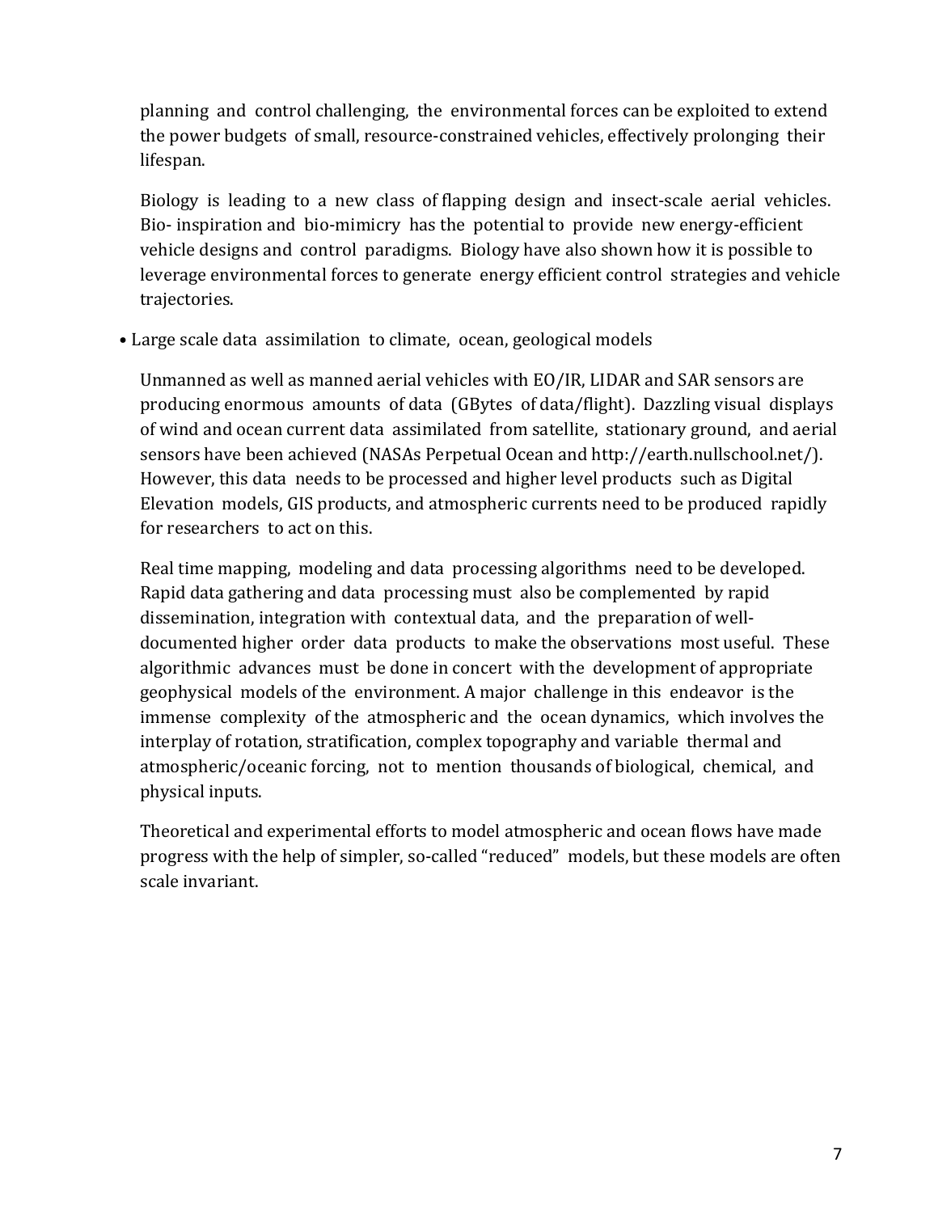planning and control challenging, the environmental forces can be exploited to extend the power budgets of small, resource-constrained vehicles, effectively prolonging their lifespan.

Biology is leading to a new class of flapping design and insect-scale aerial vehicles. Bio- inspiration and bio-mimicry has the potential to provide new energy-efficient vehicle designs and control paradigms. Biology have also shown how it is possible to leverage environmental forces to generate energy efficient control strategies and vehicle trajectories.

- Large scale data assimilation to climate, ocean, geological models

Unmanned as well as manned aerial vehicles with EO/IR, LIDAR and SAR sensors are producing enormous amounts of data (GBytes of data/flight). Dazzling visual displays of wind and ocean current data assimilated from satellite, stationary ground, and aerial sensors have been achieved (NASAs Perpetual Ocean and http://earth.nullschool.net/). However, this data needs to be processed and higher level products such as Digital Elevation models, GIS products, and atmospheric currents need to be produced rapidly for researchers to act on this.

Real time mapping, modeling and data processing algorithms need to be developed. Rapid data gathering and data processing must also be complemented by rapid dissemination, integration with contextual data, and the preparation of well-documented higher order data products to make the observations most useful. These algorithmic advances must be done in concert with the development of appropriate geophysical models of the environment. A major challenge in this endeavor is the immense complexity of the atmospheric and the ocean dynamics, which involves the interplay of rotation, stratification, complex topography and variable thermal and atmospheric/oceanic forcing, not to mention thousands of biological, chemical, and physical inputs.

Theoretical and experimental efforts to model atmospheric and ocean flows have made progress with the help of simpler, so-called “reduced” models, but these models are often scale invariant.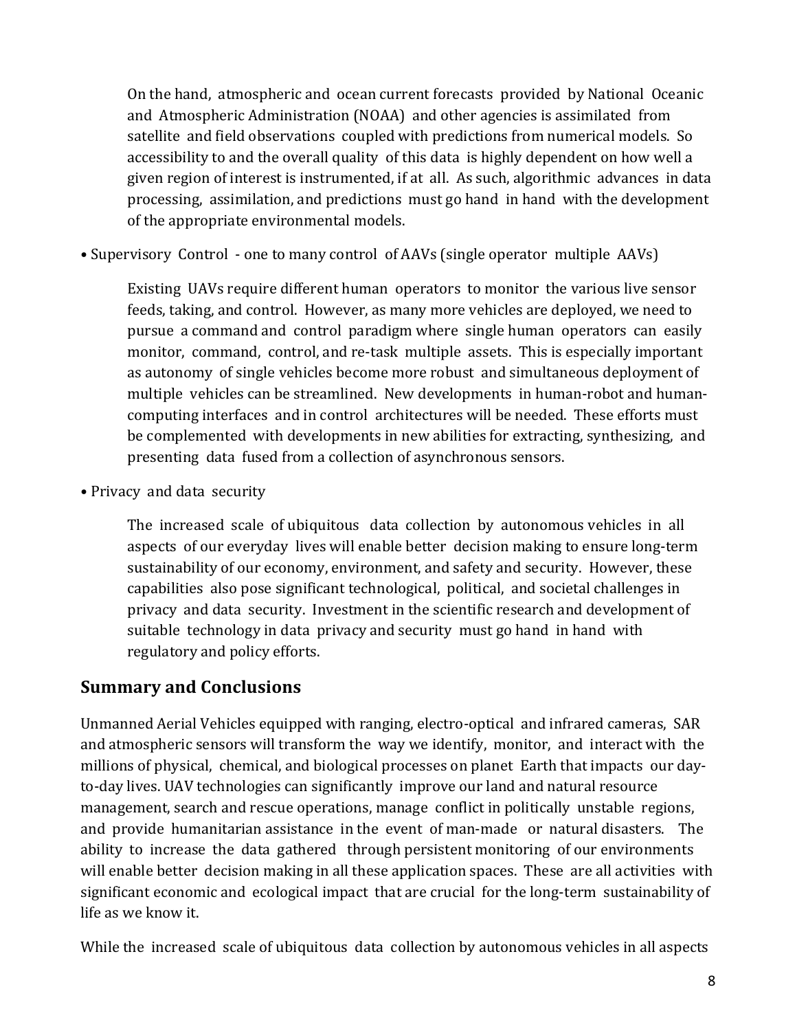On the hand, atmospheric and ocean current forecasts provided by National Oceanic and Atmospheric Administration (NOAA) and other agencies is assimilated from satellite and field observations coupled with predictions from numerical models. So accessibility to and the overall quality of this data is highly dependent on how well a given region of interest is instrumented, if at all. As such, algorithmic advances in data processing, assimilation, and predictions must go hand in hand with the development of the appropriate environmental models.

• Supervisory Control - one to many control of AAVs (single operator multiple AAVs)

Existing UAVs require different human operators to monitor the various live sensor feeds, taking, and control. However, as many more vehicles are deployed, we need to pursue a command and control paradigm where single human operators can easily monitor, command, control, and re-task multiple assets. This is especially important as autonomy of single vehicles become more robust and simultaneous deployment of multiple vehicles can be streamlined. New developments in human-robot and human-computing interfaces and in control architectures will be needed. These efforts must be complemented with developments in new abilities for extracting, synthesizing, and presenting data fused from a collection of asynchronous sensors.

• Privacy and data security

The increased scale of ubiquitous data collection by autonomous vehicles in all aspects of our everyday lives will enable better decision making to ensure long-term sustainability of our economy, environment, and safety and security. However, these capabilities also pose significant technological, political, and societal challenges in privacy and data security. Investment in the scientific research and development of suitable technology in data privacy and security must go hand in hand with regulatory and policy efforts.

## Summary and Conclusions

Unmanned Aerial Vehicles equipped with ranging, electro-optical and infrared cameras, SAR and atmospheric sensors will transform the way we identify, monitor, and interact with the millions of physical, chemical, and biological processes on planet Earth that impacts our day-to-day lives. UAV technologies can significantly improve our land and natural resource management, search and rescue operations, manage conflict in politically unstable regions, and provide humanitarian assistance in the event of man-made or natural disasters. The ability to increase the data gathered through persistent monitoring of our environments will enable better decision making in all these application spaces. These are all activities with significant economic and ecological impact that are crucial for the long-term sustainability of life as we know it.

While the increased scale of ubiquitous data collection by autonomous vehicles in all aspects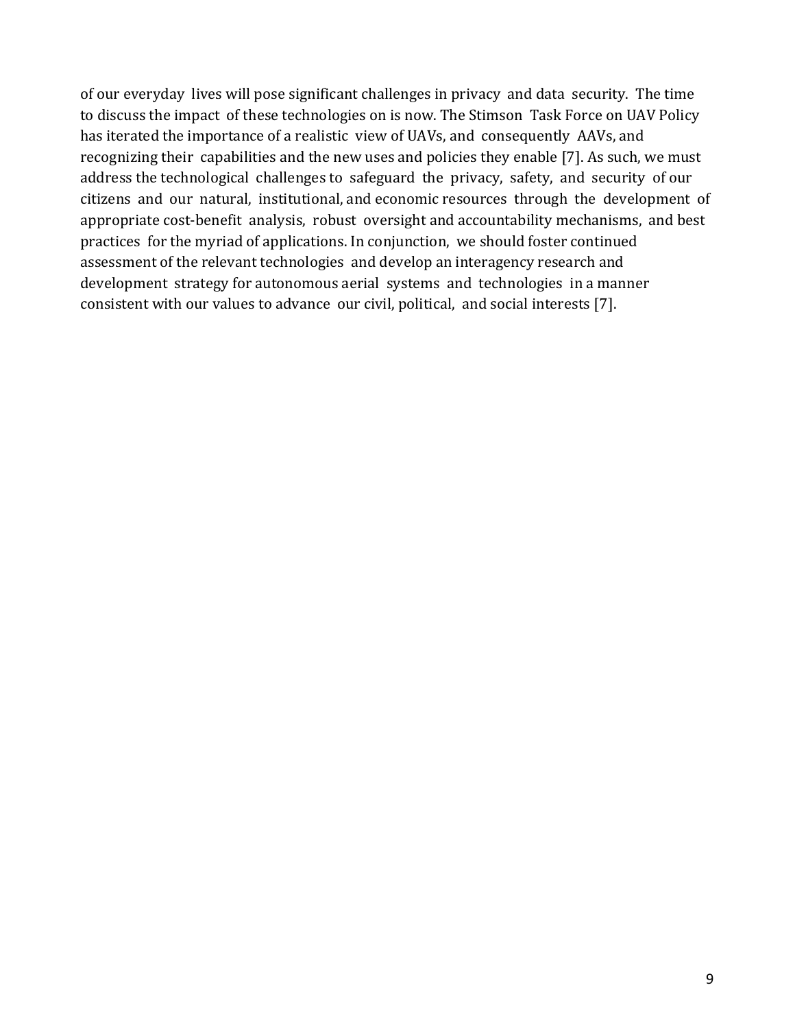of our everyday lives will pose significant challenges in privacy and data security. The time to discuss the impact of these technologies on is now. The Stimson Task Force on UAV Policy has iterated the importance of a realistic view of UAVs, and consequently AAVs, and recognizing their capabilities and the new uses and policies they enable [7]. As such, we must address the technological challenges to safeguard the privacy, safety, and security of our citizens and our natural, institutional, and economic resources through the development of appropriate cost-benefit analysis, robust oversight and accountability mechanisms, and best practices for the myriad of applications. In conjunction, we should foster continued assessment of the relevant technologies and develop an interagency research and development strategy for autonomous aerial systems and technologies in a manner consistent with our values to advance our civil, political, and social interests [7].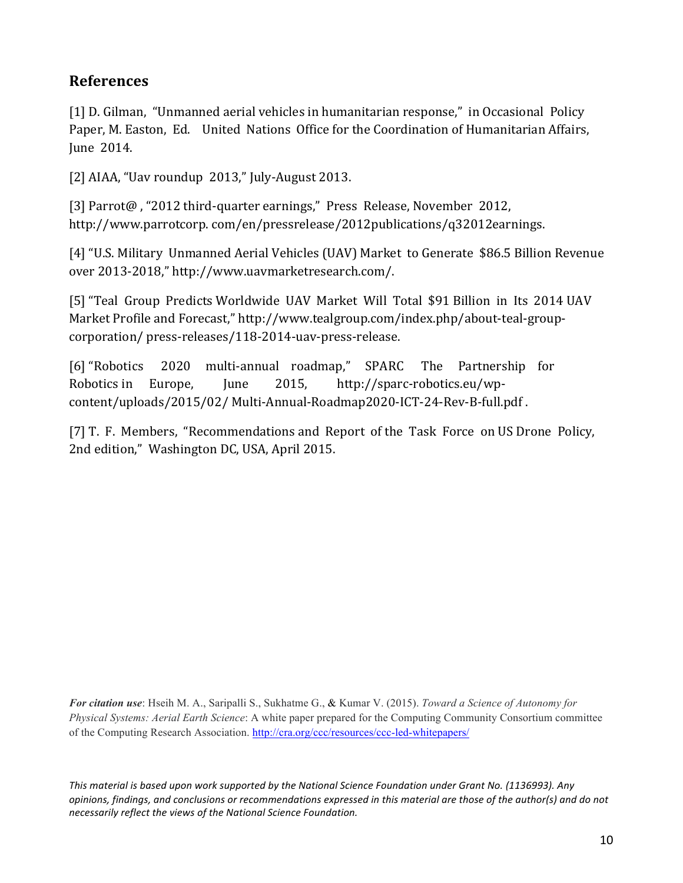## References

[1] D. Gilman, "Unmanned aerial vehicles in humanitarian response," in Occasional Policy Paper, M. Easton, Ed. United Nations Office for the Coordination of Humanitarian Affairs, June 2014.

[2] AIAA, "Uav roundup 2013," July-August 2013.

[3] Parrot@ , "2012 third-quarter earnings," Press Release, November 2012, http://www.parrotcorp. com/en/pressrelease/2012publications/q32012earnings.

[4] "U.S. Military Unmanned Aerial Vehicles (UAV) Market to Generate $86.5 Billion Revenue over 2013-2018," http://www.uavmarketresearch.com/.

[5] "Teal Group Predicts Worldwide UAV Market Will Total $91 Billion in Its 2014 UAV Market Profile and Forecast," http://www.tealgroup.com/index.php/about-teal-group-corporation/ press-releases/118-2014-uav-press-release.

[6] "Robotics 2020 multi-annual roadmap," SPARC The Partnership for Robotics in Europe, June 2015, http://sparc-robotics.eu/wp-content/uploads/2015/02/ Multi-Annual-Roadmap2020-ICT-24-Rev-B-full.pdf .

[7] T. F. Members, "Recommendations and Report of the Task Force on US Drone Policy, 2nd edition," Washington DC, USA, April 2015.

***For citation use***: Hseih M. A., Saripalli S., Sukhatme G., & Kumar V. (2015). *Toward a Science of Autonomy for Physical Systems: Aerial Earth Science*: A white paper prepared for the Computing Community Consortium committee of the Computing Research Association. http://cra.org/ccc/resources/ccc-led-whitepapers/

*This material is based upon work supported by the National Science Foundation under Grant No. (1136993). Any opinions, findings, and conclusions or recommendations expressed in this material are those of the author(s) and do not necessarily reflect the views of the National Science Foundation.*